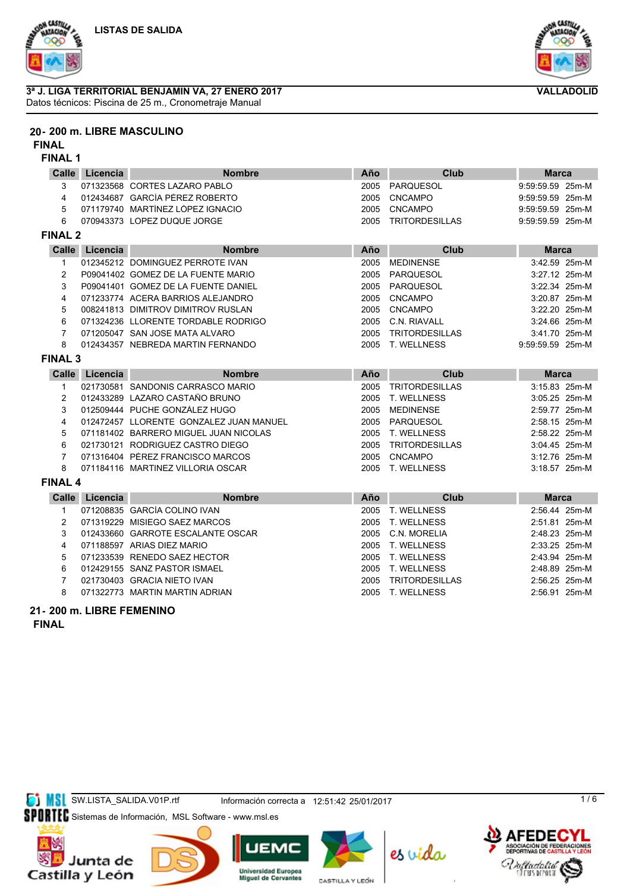LISTAS DE SALIDA

**3ª J. LIGA TERRITORIAL BENJAMIN VA, 27 ENERO 2017** — **VALLADOLID**

Datos técnicos: Piscina de 25 m., Cronometraje Manual

## 20- 200 m. LIBRE MASCULINO

### FINAL

#### FINAL 1

| Calle | Licencia | Nombre | Año | Club | Marca |
|---|---|---|---|---|---|
| 3 | 071323568 | CORTES LAZARO PABLO | 2005 | PARQUESOL | 9:59:59.59 25m-M |
| 4 | 012434687 | GARCÍA PÉREZ ROBERTO | 2005 | CNCAMPO | 9:59:59.59 25m-M |
| 5 | 071179740 | MARTÍNEZ LÓPEZ IGNACIO | 2005 | CNCAMPO | 9:59:59.59 25m-M |
| 6 | 070943373 | LOPEZ DUQUE JORGE | 2005 | TRITORDESILLAS | 9:59:59.59 25m-M |

#### FINAL 2

| Calle | Licencia | Nombre | Año | Club | Marca |
|---|---|---|---|---|---|
| 1 | 012345212 | DOMINGUEZ PERROTE IVAN | 2005 | MEDINENSE | 3:42.59 25m-M |
| 2 | P09041402 | GOMEZ DE LA FUENTE MARIO | 2005 | PARQUESOL | 3:27.12 25m-M |
| 3 | P09041401 | GOMEZ DE LA FUENTE DANIEL | 2005 | PARQUESOL | 3:22.34 25m-M |
| 4 | 071233774 | ACERA BARRIOS ALEJANDRO | 2005 | CNCAMPO | 3:20.87 25m-M |
| 5 | 008241813 | DIMITROV DIMITROV RUSLAN | 2005 | CNCAMPO | 3:22.20 25m-M |
| 6 | 071324236 | LLORENTE TORDABLE RODRIGO | 2005 | C.N. RIAVALL | 3:24.66 25m-M |
| 7 | 071205047 | SAN JOSE MATA ALVARO | 2005 | TRITORDESILLAS | 3:41.70 25m-M |
| 8 | 012434357 | NEBREDA MARTIN FERNANDO | 2005 | T. WELLNESS | 9:59:59.59 25m-M |

#### FINAL 3

| Calle | Licencia | Nombre | Año | Club | Marca |
|---|---|---|---|---|---|
| 1 | 021730581 | SANDONIS CARRASCO MARIO | 2005 | TRITORDESILLAS | 3:15.83 25m-M |
| 2 | 012433289 | LAZARO CASTAÑO BRUNO | 2005 | T. WELLNESS | 3:05.25 25m-M |
| 3 | 012509444 | PUCHE GONZÁLEZ HUGO | 2005 | MEDINENSE | 2:59.77 25m-M |
| 4 | 012472457 | LLORENTE GONZALEZ JUAN MANUEL | 2005 | PARQUESOL | 2:58.15 25m-M |
| 5 | 071181402 | BARRERO MIGUEL JUAN NICOLAS | 2005 | T. WELLNESS | 2:58.22 25m-M |
| 6 | 021730121 | RODRIGUEZ CASTRO DIEGO | 2005 | TRITORDESILLAS | 3:04.45 25m-M |
| 7 | 071316404 | PÈREZ FRANCISCO MARCOS | 2005 | CNCAMPO | 3:12.76 25m-M |
| 8 | 071184116 | MARTINEZ VILLORIA OSCAR | 2005 | T. WELLNESS | 3:18.57 25m-M |

#### FINAL 4

| Calle | Licencia | Nombre | Año | Club | Marca |
|---|---|---|---|---|---|
| 1 | 071208835 | GARCÍA COLINO IVAN | 2005 | T. WELLNESS | 2:56.44 25m-M |
| 2 | 071319229 | MISIEGO SAEZ MARCOS | 2005 | T. WELLNESS | 2:51.81 25m-M |
| 3 | 012433660 | GARROTE ESCALANTE OSCAR | 2005 | C.N. MORELIA | 2:48.23 25m-M |
| 4 | 071188597 | ARIAS DIEZ MARIO | 2005 | T. WELLNESS | 2:33.25 25m-M |
| 5 | 071233539 | RENEDO SAEZ HECTOR | 2005 | T. WELLNESS | 2:43.94 25m-M |
| 6 | 012429155 | SANZ PASTOR ISMAEL | 2005 | T. WELLNESS | 2:48.89 25m-M |
| 7 | 021730403 | GRACIA NIETO IVAN | 2005 | TRITORDESILLAS | 2:56.25 25m-M |
| 8 | 071322773 | MARTIN MARTIN ADRIAN | 2005 | T. WELLNESS | 2:56.91 25m-M |

## 21- 200 m. LIBRE FEMENINO

### FINAL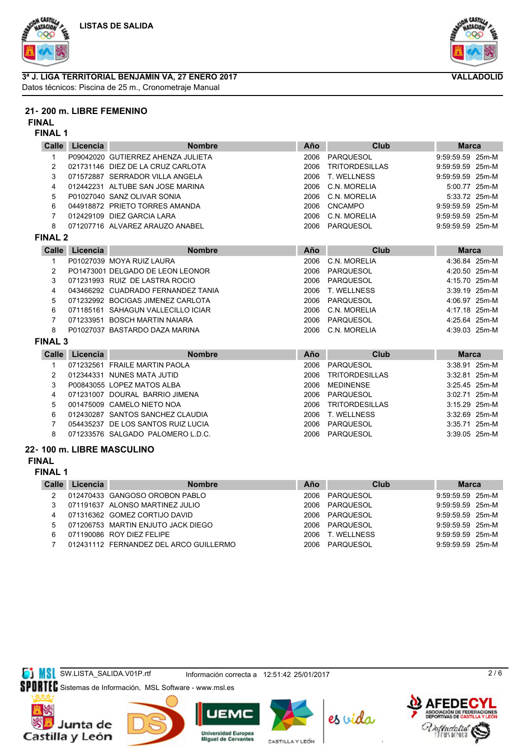LISTAS DE SALIDA

**3ª J. LIGA TERRITORIAL BENJAMIN VA, 27 ENERO 2017** — **VALLADOLID**

Datos técnicos: Piscina de 25 m., Cronometraje Manual

## 21- 200 m. LIBRE FEMENINO

### FINAL

#### FINAL 1

| Calle | Licencia | Nombre | Año | Club | Marca |
|---|---|---|---|---|---|
| 1 | P09042020 | GUTIERREZ AHENZA JULIETA | 2006 | PARQUESOL | 9:59:59.59 25m-M |
| 2 | 021731146 | DIEZ DE LA CRUZ CARLOTA | 2006 | TRITORDESILLAS | 9:59:59.59 25m-M |
| 3 | 071572887 | SERRADOR VILLA ANGELA | 2006 | T. WELLNESS | 9:59:59.59 25m-M |
| 4 | 012442231 | ALTUBE SAN JOSE MARINA | 2006 | C.N. MORELIA | 5:00.77 25m-M |
| 5 | P01027040 | SANZ OLIVAR SONIA | 2006 | C.N. MORELIA | 5:33.72 25m-M |
| 6 | 044918872 | PRIETO TORRES AMANDA | 2006 | CNCAMPO | 9:59:59.59 25m-M |
| 7 | 012429109 | DIEZ GARCIA LARA | 2006 | C.N. MORELIA | 9:59:59.59 25m-M |
| 8 | 071207716 | ALVAREZ ARAUZO ANABEL | 2006 | PARQUESOL | 9:59:59.59 25m-M |

#### FINAL 2

| Calle | Licencia | Nombre | Año | Club | Marca |
|---|---|---|---|---|---|
| 1 | P01027039 | MOYA RUIZ LAURA | 2006 | C.N. MORELIA | 4:36.84 25m-M |
| 2 | PO1473001 | DELGADO DE LEON LEONOR | 2006 | PARQUESOL | 4:20.50 25m-M |
| 3 | 071231993 | RUIZ DE LASTRA ROCIO | 2006 | PARQUESOL | 4:15.70 25m-M |
| 4 | 043466292 | CUADRADO FERNANDEZ TANIA | 2006 | T. WELLNESS | 3:39.19 25m-M |
| 5 | 071232992 | BOCIGAS JIMENEZ CARLOTA | 2006 | PARQUESOL | 4:06.97 25m-M |
| 6 | 071185161 | SAHAGUN VALLECILLO ICIAR | 2006 | C.N. MORELIA | 4:17.18 25m-M |
| 7 | 071233951 | BOSCH MARTIN NAIARA | 2006 | PARQUESOL | 4:25.64 25m-M |
| 8 | P01027037 | BASTARDO DAZA MARINA | 2006 | C.N. MORELIA | 4:39.03 25m-M |

#### FINAL 3

| Calle | Licencia | Nombre | Año | Club | Marca |
|---|---|---|---|---|---|
| 1 | 071232561 | FRAILE MARTIN PAOLA | 2006 | PARQUESOL | 3:38.91 25m-M |
| 2 | 012344331 | NUNES MATA JUTID | 2006 | TRITORDESILLAS | 3:32.81 25m-M |
| 3 | P00843055 | LOPEZ MATOS ALBA | 2006 | MEDINENSE | 3:25.45 25m-M |
| 4 | 071231007 | DOURAL BARRIO JIMENA | 2006 | PARQUESOL | 3:02.71 25m-M |
| 5 | 001475009 | CAMELO NIETO NOA | 2006 | TRITORDESILLAS | 3:15.29 25m-M |
| 6 | 012430287 | SANTOS SANCHEZ CLAUDIA | 2006 | T. WELLNESS | 3:32.69 25m-M |
| 7 | 054435237 | DE LOS SANTOS RUIZ LUCIA | 2006 | PARQUESOL | 3:35.71 25m-M |
| 8 | 071233576 | SALGADO PALOMERO L.D.C. | 2006 | PARQUESOL | 3:39.05 25m-M |

## 22- 100 m. LIBRE MASCULINO

### FINAL

#### FINAL 1

| Calle | Licencia | Nombre | Año | Club | Marca |
|---|---|---|---|---|---|
| 2 | 012470433 | GANGOSO OROBON PABLO | 2006 | PARQUESOL | 9:59:59.59 25m-M |
| 3 | 071191637 | ALONSO MARTINEZ JULIO | 2006 | PARQUESOL | 9:59:59.59 25m-M |
| 4 | 071316362 | GOMEZ CORTIJO DAVID | 2006 | PARQUESOL | 9:59:59.59 25m-M |
| 5 | 071206753 | MARTIN ENJUTO JACK DIEGO | 2006 | PARQUESOL | 9:59:59.59 25m-M |
| 6 | 071190086 | ROY DIEZ FELIPE | 2006 | T. WELLNESS | 9:59:59.59 25m-M |
| 7 | 012431112 | FERNANDEZ DEL ARCO GUILLERMO | 2006 | PARQUESOL | 9:59:59.59 25m-M |

SW.LISTA_SALIDA.V01P.rtf — Información correcta a 12:51:42 25/01/2017

Sistemas de Información, MSL Software - www.msl.es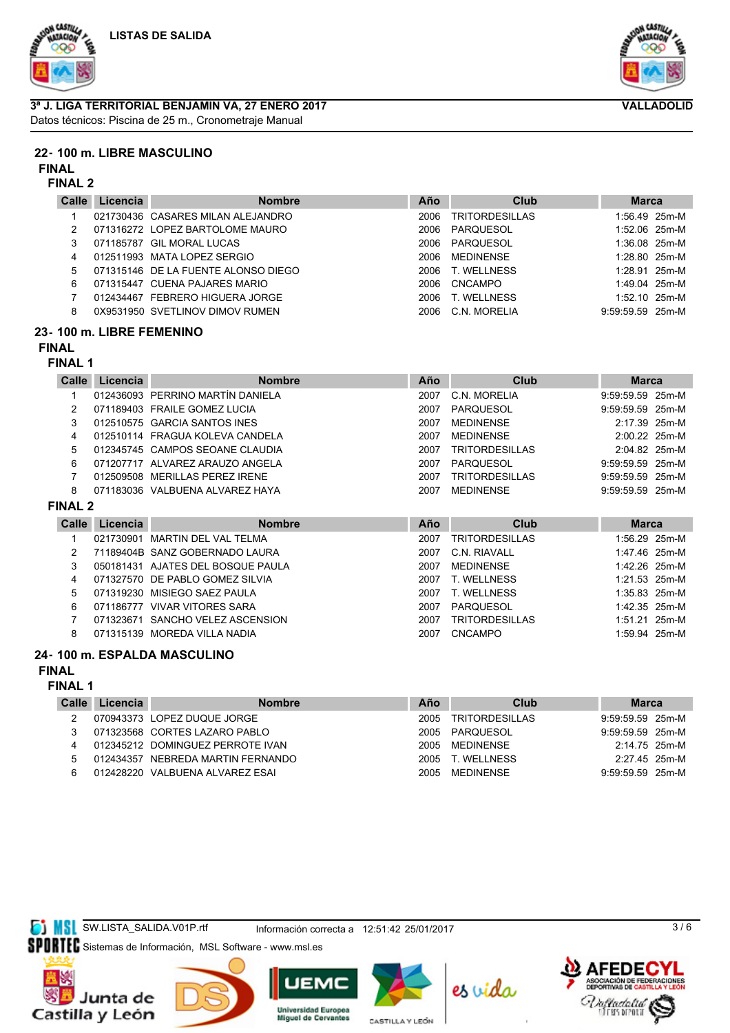LISTAS DE SALIDA

**3ª J. LIGA TERRITORIAL BENJAMIN VA, 27 ENERO 2017** — **VALLADOLID**

Datos técnicos: Piscina de 25 m., Cronometraje Manual

## 22- 100 m. LIBRE MASCULINO

### FINAL

#### FINAL 2

| Calle | Licencia | Nombre | Año | Club | Marca |
|---|---|---|---|---|---|
| 1 | 021730436 | CASARES MILAN ALEJANDRO | 2006 | TRITORDESILLAS | 1:56.49 25m-M |
| 2 | 071316272 | LOPEZ BARTOLOME MAURO | 2006 | PARQUESOL | 1:52.06 25m-M |
| 3 | 071185787 | GIL MORAL LUCAS | 2006 | PARQUESOL | 1:36.08 25m-M |
| 4 | 012511993 | MATA LOPEZ SERGIO | 2006 | MEDINENSE | 1:28.80 25m-M |
| 5 | 071315146 | DE LA FUENTE ALONSO DIEGO | 2006 | T. WELLNESS | 1:28.91 25m-M |
| 6 | 071315447 | CUENA PAJARES MARIO | 2006 | CNCAMPO | 1:49.04 25m-M |
| 7 | 012434467 | FEBRERO HIGUERA JORGE | 2006 | T. WELLNESS | 1:52.10 25m-M |
| 8 | 0X9531950 | SVETLINOV DIMOV RUMEN | 2006 | C.N. MORELIA | 9:59:59.59 25m-M |

## 23- 100 m. LIBRE FEMENINO

### FINAL

#### FINAL 1

| Calle | Licencia | Nombre | Año | Club | Marca |
|---|---|---|---|---|---|
| 1 | 012436093 | PERRINO MARTÍN DANIELA | 2007 | C.N. MORELIA | 9:59:59.59 25m-M |
| 2 | 071189403 | FRAILE GOMEZ LUCIA | 2007 | PARQUESOL | 9:59:59.59 25m-M |
| 3 | 012510575 | GARCIA SANTOS INES | 2007 | MEDINENSE | 2:17.39 25m-M |
| 4 | 012510114 | FRAGUA KOLEVA CANDELA | 2007 | MEDINENSE | 2:00.22 25m-M |
| 5 | 012345745 | CAMPOS SEOANE CLAUDIA | 2007 | TRITORDESILLAS | 2:04.82 25m-M |
| 6 | 071207717 | ALVAREZ ARAUZO ANGELA | 2007 | PARQUESOL | 9:59:59.59 25m-M |
| 7 | 012509508 | MERILLAS PEREZ IRENE | 2007 | TRITORDESILLAS | 9:59:59.59 25m-M |
| 8 | 071183036 | VALBUENA ALVAREZ HAYA | 2007 | MEDINENSE | 9:59:59.59 25m-M |

#### FINAL 2

| Calle | Licencia | Nombre | Año | Club | Marca |
|---|---|---|---|---|---|
| 1 | 021730901 | MARTIN DEL VAL TELMA | 2007 | TRITORDESILLAS | 1:56.29 25m-M |
| 2 | 71189404B | SANZ GOBERNADO LAURA | 2007 | C.N. RIAVALL | 1:47.46 25m-M |
| 3 | 050181431 | AJATES DEL BOSQUE PAULA | 2007 | MEDINENSE | 1:42.26 25m-M |
| 4 | 071327570 | DE PABLO GOMEZ SILVIA | 2007 | T. WELLNESS | 1:21.53 25m-M |
| 5 | 071319230 | MISIEGO SAEZ PAULA | 2007 | T. WELLNESS | 1:35.83 25m-M |
| 6 | 071186777 | VIVAR VITORES SARA | 2007 | PARQUESOL | 1:42.35 25m-M |
| 7 | 071323671 | SANCHO VELEZ ASCENSION | 2007 | TRITORDESILLAS | 1:51.21 25m-M |
| 8 | 071315139 | MOREDA VILLA NADIA | 2007 | CNCAMPO | 1:59.94 25m-M |

## 24- 100 m. ESPALDA MASCULINO

### FINAL

#### FINAL 1

| Calle | Licencia | Nombre | Año | Club | Marca |
|---|---|---|---|---|---|
| 2 | 070943373 | LOPEZ DUQUE JORGE | 2005 | TRITORDESILLAS | 9:59:59.59 25m-M |
| 3 | 071323568 | CORTES LAZARO PABLO | 2005 | PARQUESOL | 9:59:59.59 25m-M |
| 4 | 012345212 | DOMINGUEZ PERROTE IVAN | 2005 | MEDINENSE | 2:14.75 25m-M |
| 5 | 012434357 | NEBREDA MARTIN FERNANDO | 2005 | T. WELLNESS | 2:27.45 25m-M |
| 6 | 012428220 | VALBUENA ALVAREZ ESAI | 2005 | MEDINENSE | 9:59:59.59 25m-M |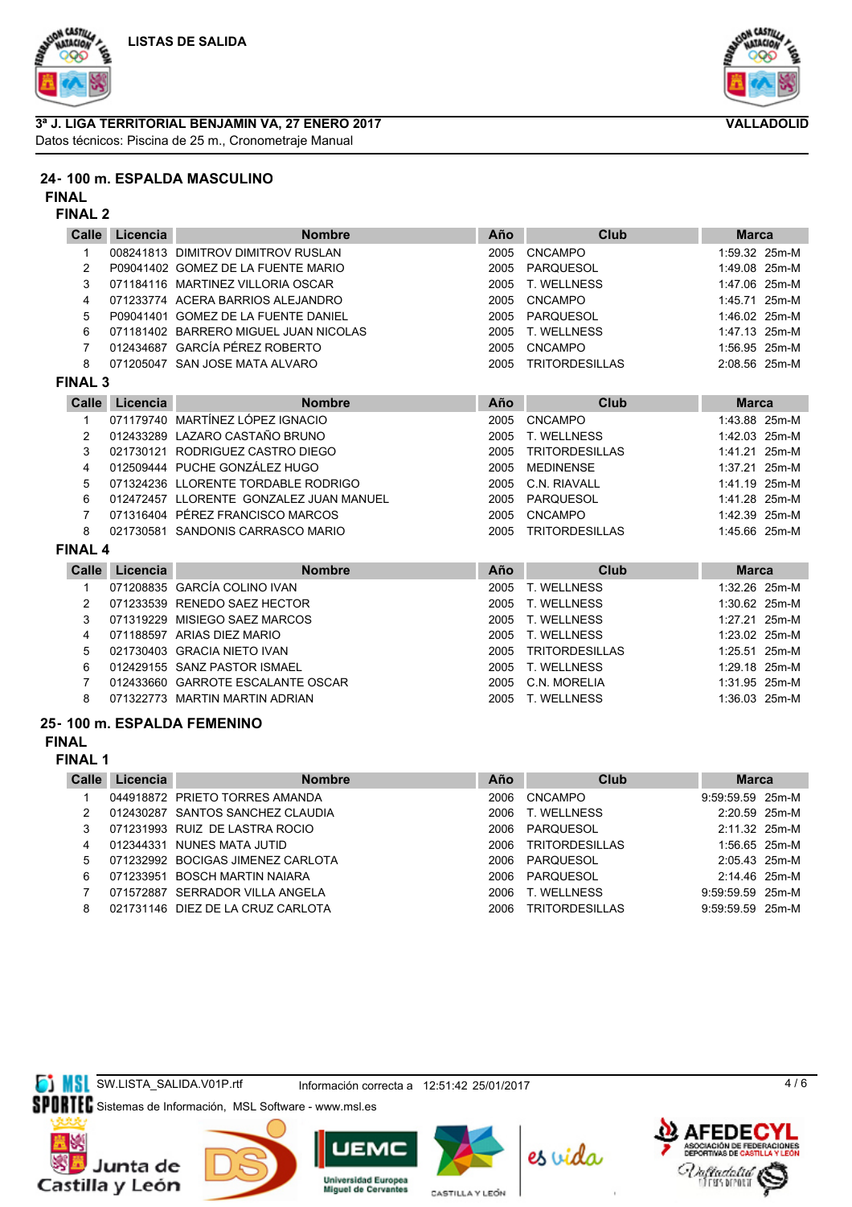**LISTAS DE SALIDA**

**3ª J. LIGA TERRITORIAL BENJAMIN VA, 27 ENERO 2017** **VALLADOLID**

Datos técnicos: Piscina de 25 m., Cronometraje Manual

## 24- 100 m. ESPALDA MASCULINO

### FINAL

#### FINAL 2

| Calle | Licencia | Nombre | Año | Club | Marca |
|---|---|---|---|---|---|
| 1 | 008241813 | DIMITROV DIMITROV RUSLAN | 2005 | CNCAMPO | 1:59.32 25m-M |
| 2 | P09041402 | GOMEZ DE LA FUENTE MARIO | 2005 | PARQUESOL | 1:49.08 25m-M |
| 3 | 071184116 | MARTINEZ VILLORIA OSCAR | 2005 | T. WELLNESS | 1:47.06 25m-M |
| 4 | 071233774 | ACERA BARRIOS ALEJANDRO | 2005 | CNCAMPO | 1:45.71 25m-M |
| 5 | P09041401 | GOMEZ DE LA FUENTE DANIEL | 2005 | PARQUESOL | 1:46.02 25m-M |
| 6 | 071181402 | BARRERO MIGUEL JUAN NICOLAS | 2005 | T. WELLNESS | 1:47.13 25m-M |
| 7 | 012434687 | GARCÍA PÉREZ ROBERTO | 2005 | CNCAMPO | 1:56.95 25m-M |
| 8 | 071205047 | SAN JOSE MATA ALVARO | 2005 | TRITORDESILLAS | 2:08.56 25m-M |

#### FINAL 3

| Calle | Licencia | Nombre | Año | Club | Marca |
|---|---|---|---|---|---|
| 1 | 071179740 | MARTÍNEZ LÓPEZ IGNACIO | 2005 | CNCAMPO | 1:43.88 25m-M |
| 2 | 012433289 | LAZARO CASTAÑO BRUNO | 2005 | T. WELLNESS | 1:42.03 25m-M |
| 3 | 021730121 | RODRIGUEZ CASTRO DIEGO | 2005 | TRITORDESILLAS | 1:41.21 25m-M |
| 4 | 012509444 | PUCHE GONZÁLEZ HUGO | 2005 | MEDINENSE | 1:37.21 25m-M |
| 5 | 071324236 | LLORENTE TORDABLE RODRIGO | 2005 | C.N. RIAVALL | 1:41.19 25m-M |
| 6 | 012472457 | LLORENTE GONZALEZ JUAN MANUEL | 2005 | PARQUESOL | 1:41.28 25m-M |
| 7 | 071316404 | PÉREZ FRANCISCO MARCOS | 2005 | CNCAMPO | 1:42.39 25m-M |
| 8 | 021730581 | SANDONIS CARRASCO MARIO | 2005 | TRITORDESILLAS | 1:45.66 25m-M |

#### FINAL 4

| Calle | Licencia | Nombre | Año | Club | Marca |
|---|---|---|---|---|---|
| 1 | 071208835 | GARCÍA COLINO IVAN | 2005 | T. WELLNESS | 1:32.26 25m-M |
| 2 | 071233539 | RENEDO SAEZ HECTOR | 2005 | T. WELLNESS | 1:30.62 25m-M |
| 3 | 071319229 | MISIEGO SAEZ MARCOS | 2005 | T. WELLNESS | 1:27.21 25m-M |
| 4 | 071188597 | ARIAS DIEZ MARIO | 2005 | T. WELLNESS | 1:23.02 25m-M |
| 5 | 021730403 | GRACIA NIETO IVAN | 2005 | TRITORDESILLAS | 1:25.51 25m-M |
| 6 | 012429155 | SANZ PASTOR ISMAEL | 2005 | T. WELLNESS | 1:29.18 25m-M |
| 7 | 012433660 | GARROTE ESCALANTE OSCAR | 2005 | C.N. MORELIA | 1:31.95 25m-M |
| 8 | 071322773 | MARTIN MARTIN ADRIAN | 2005 | T. WELLNESS | 1:36.03 25m-M |

## 25- 100 m. ESPALDA FEMENINO

### FINAL

#### FINAL 1

| Calle | Licencia | Nombre | Año | Club | Marca |
|---|---|---|---|---|---|
| 1 | 044918872 | PRIETO TORRES AMANDA | 2006 | CNCAMPO | 9:59:59.59 25m-M |
| 2 | 012430287 | SANTOS SANCHEZ CLAUDIA | 2006 | T. WELLNESS | 2:20.59 25m-M |
| 3 | 071231993 | RUIZ DE LASTRA ROCIO | 2006 | PARQUESOL | 2:11.32 25m-M |
| 4 | 012344331 | NUNES MATA JUTID | 2006 | TRITORDESILLAS | 1:56.65 25m-M |
| 5 | 071232992 | BOCIGAS JIMENEZ CARLOTA | 2006 | PARQUESOL | 2:05.43 25m-M |
| 6 | 071233951 | BOSCH MARTIN NAIARA | 2006 | PARQUESOL | 2:14.46 25m-M |
| 7 | 071572887 | SERRADOR VILLA ANGELA | 2006 | T. WELLNESS | 9:59:59.59 25m-M |
| 8 | 021731146 | DIEZ DE LA CRUZ CARLOTA | 2006 | TRITORDESILLAS | 9:59:59.59 25m-M |

SW.LISTA_SALIDA.V01P.rtf Información correcta a 12:51:42 25/01/2017

Sistemas de Información, MSL Software - www.msl.es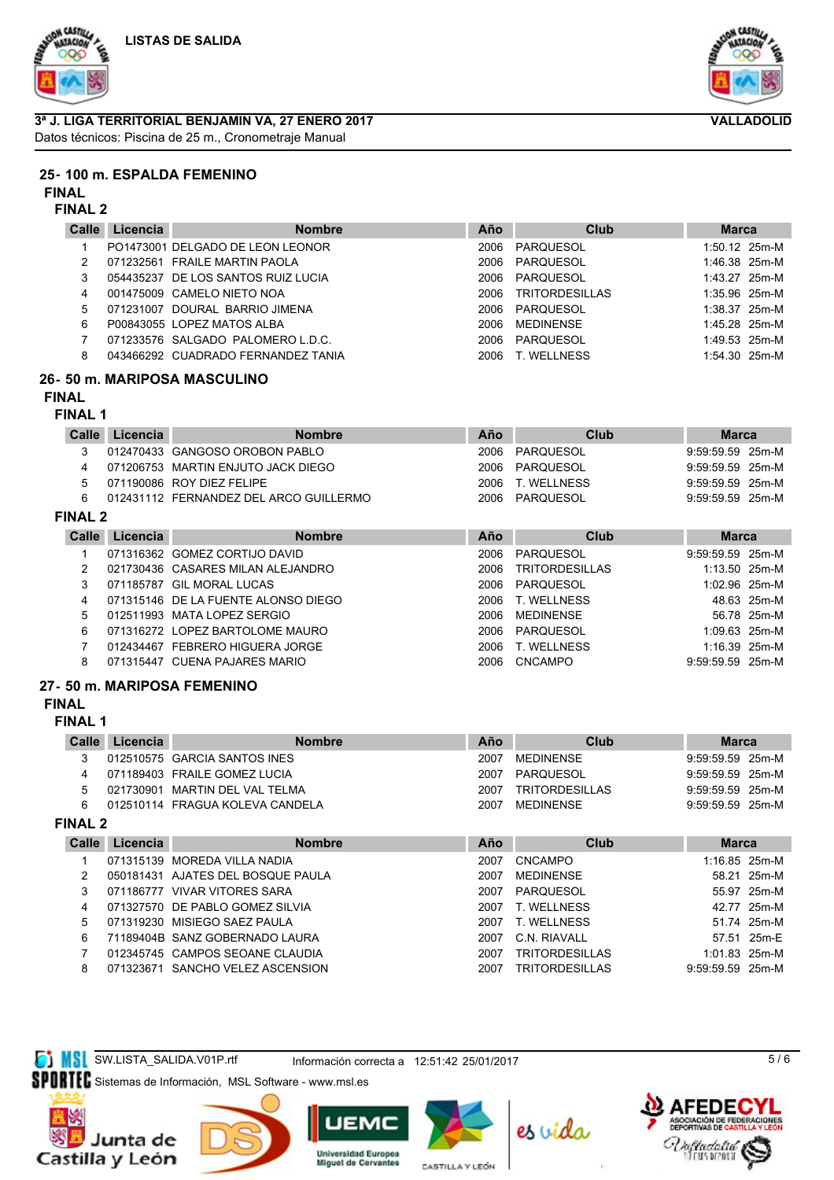**LISTAS DE SALIDA**

**3ª J. LIGA TERRITORIAL BENJAMIN VA, 27 ENERO 2017** **VALLADOLID**

Datos técnicos: Piscina de 25 m., Cronometraje Manual

## 25- 100 m. ESPALDA FEMENINO

### FINAL

#### FINAL 2

| Calle | Licencia | Nombre | Año | Club | Marca |
|---|---|---|---|---|---|
| 1 | PO1473001 | DELGADO DE LEON LEONOR | 2006 | PARQUESOL | 1:50.12 25m-M |
| 2 | 071232561 | FRAILE MARTIN PAOLA | 2006 | PARQUESOL | 1:46.38 25m-M |
| 3 | 054435237 | DE LOS SANTOS RUIZ LUCIA | 2006 | PARQUESOL | 1:43.27 25m-M |
| 4 | 001475009 | CAMELO NIETO NOA | 2006 | TRITORDESILLAS | 1:35.96 25m-M |
| 5 | 071231007 | DOURAL BARRIO JIMENA | 2006 | PARQUESOL | 1:38.37 25m-M |
| 6 | P00843055 | LOPEZ MATOS ALBA | 2006 | MEDINENSE | 1:45.28 25m-M |
| 7 | 071233576 | SALGADO PALOMERO L.D.C. | 2006 | PARQUESOL | 1:49.53 25m-M |
| 8 | 043466292 | CUADRADO FERNANDEZ TANIA | 2006 | T. WELLNESS | 1:54.30 25m-M |

## 26- 50 m. MARIPOSA MASCULINO

### FINAL

#### FINAL 1

| Calle | Licencia | Nombre | Año | Club | Marca |
|---|---|---|---|---|---|
| 3 | 012470433 | GANGOSO OROBON PABLO | 2006 | PARQUESOL | 9:59:59.59 25m-M |
| 4 | 071206753 | MARTIN ENJUTO JACK DIEGO | 2006 | PARQUESOL | 9:59:59.59 25m-M |
| 5 | 071190086 | ROY DIEZ FELIPE | 2006 | T. WELLNESS | 9:59:59.59 25m-M |
| 6 | 012431112 | FERNANDEZ DEL ARCO GUILLERMO | 2006 | PARQUESOL | 9:59:59.59 25m-M |

#### FINAL 2

| Calle | Licencia | Nombre | Año | Club | Marca |
|---|---|---|---|---|---|
| 1 | 071316362 | GOMEZ CORTIJO DAVID | 2006 | PARQUESOL | 9:59:59.59 25m-M |
| 2 | 021730436 | CASARES MILAN ALEJANDRO | 2006 | TRITORDESILLAS | 1:13.50 25m-M |
| 3 | 071185787 | GIL MORAL LUCAS | 2006 | PARQUESOL | 1:02.96 25m-M |
| 4 | 071315146 | DE LA FUENTE ALONSO DIEGO | 2006 | T. WELLNESS | 48.63 25m-M |
| 5 | 012511993 | MATA LOPEZ SERGIO | 2006 | MEDINENSE | 56.78 25m-M |
| 6 | 071316272 | LOPEZ BARTOLOME MAURO | 2006 | PARQUESOL | 1:09.63 25m-M |
| 7 | 012434467 | FEBRERO HIGUERA JORGE | 2006 | T. WELLNESS | 1:16.39 25m-M |
| 8 | 071315447 | CUENA PAJARES MARIO | 2006 | CNCAMPO | 9:59:59.59 25m-M |

## 27- 50 m. MARIPOSA FEMENINO

### FINAL

#### FINAL 1

| Calle | Licencia | Nombre | Año | Club | Marca |
|---|---|---|---|---|---|
| 3 | 012510575 | GARCIA SANTOS INES | 2007 | MEDINENSE | 9:59:59.59 25m-M |
| 4 | 071189403 | FRAILE GOMEZ LUCIA | 2007 | PARQUESOL | 9:59:59.59 25m-M |
| 5 | 021730901 | MARTIN DEL VAL TELMA | 2007 | TRITORDESILLAS | 9:59:59.59 25m-M |
| 6 | 012510114 | FRAGUA KOLEVA CANDELA | 2007 | MEDINENSE | 9:59:59.59 25m-M |

#### FINAL 2

| Calle | Licencia | Nombre | Año | Club | Marca |
|---|---|---|---|---|---|
| 1 | 071315139 | MOREDA VILLA NADIA | 2007 | CNCAMPO | 1:16.85 25m-M |
| 2 | 050181431 | AJATES DEL BOSQUE PAULA | 2007 | MEDINENSE | 58.21 25m-M |
| 3 | 071186777 | VIVAR VITORES SARA | 2007 | PARQUESOL | 55.97 25m-M |
| 4 | 071327570 | DE PABLO GOMEZ SILVIA | 2007 | T. WELLNESS | 42.77 25m-M |
| 5 | 071319230 | MISIEGO SAEZ PAULA | 2007 | T. WELLNESS | 51.74 25m-M |
| 6 | 71189404B | SANZ GOBERNADO LAURA | 2007 | C.N. RIAVALL | 57.51 25m-E |
| 7 | 012345745 | CAMPOS SEOANE CLAUDIA | 2007 | TRITORDESILLAS | 1:01.83 25m-M |
| 8 | 071323671 | SANCHO VELEZ ASCENSION | 2007 | TRITORDESILLAS | 9:59:59.59 25m-M |

SW.LISTA_SALIDA.V01P.rtf Información correcta a 12:51:42 25/01/2017

Sistemas de Información, MSL Software - www.msl.es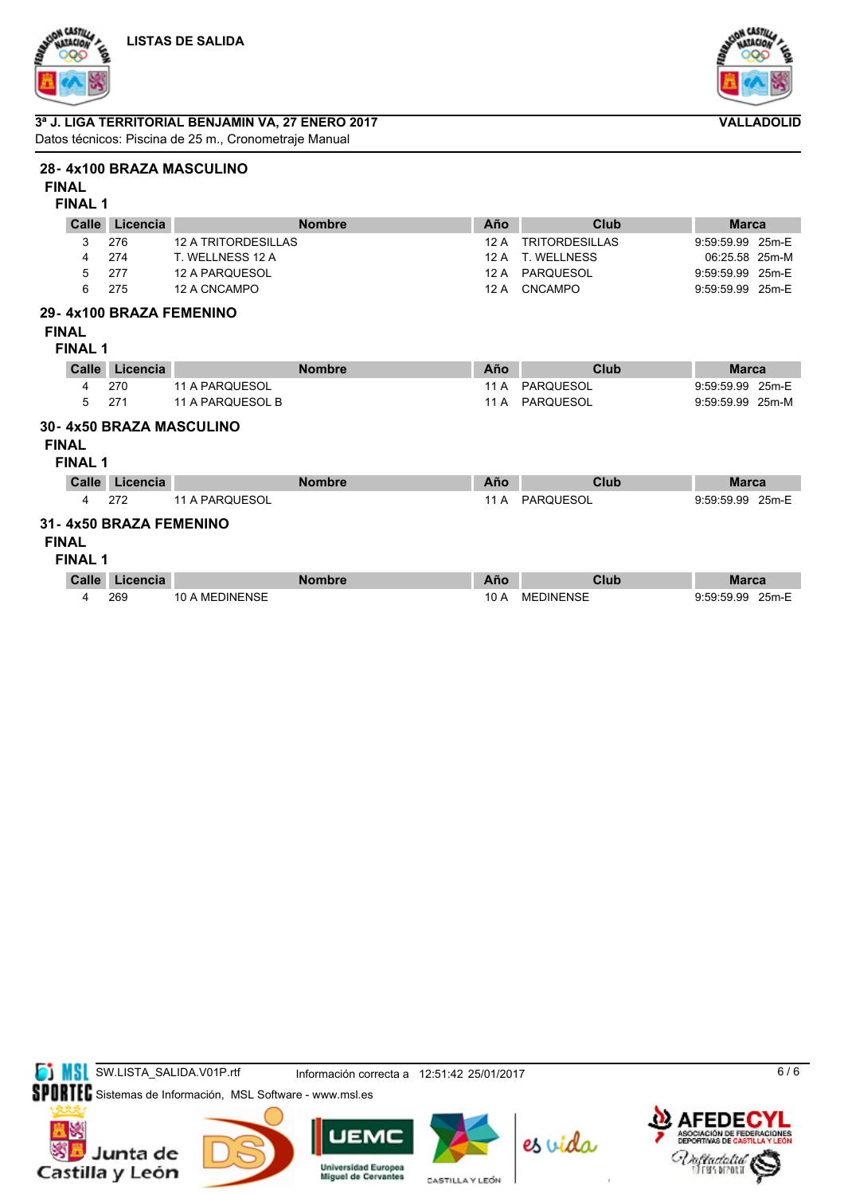LISTAS DE SALIDA

**3ª J. LIGA TERRITORIAL BENJAMIN VA, 27 ENERO 2017** — **VALLADOLID**

Datos técnicos: Piscina de 25 m., Cronometraje Manual

## 28- 4x100 BRAZA MASCULINO

### FINAL

#### FINAL 1

| Calle | Licencia | Nombre | Año | Club | Marca |
|---|---|---|---|---|---|
| 3 | 276 | 12 A TRITORDESILLAS | 12 A | TRITORDESILLAS | 9:59:59.99 25m-E |
| 4 | 274 | T. WELLNESS 12 A | 12 A | T. WELLNESS | 06:25.58 25m-M |
| 5 | 277 | 12 A PARQUESOL | 12 A | PARQUESOL | 9:59:59.99 25m-E |
| 6 | 275 | 12 A CNCAMPO | 12 A | CNCAMPO | 9:59:59.99 25m-E |

## 29- 4x100 BRAZA FEMENINO

### FINAL

#### FINAL 1

| Calle | Licencia | Nombre | Año | Club | Marca |
|---|---|---|---|---|---|
| 4 | 270 | 11 A PARQUESOL | 11 A | PARQUESOL | 9:59:59.99 25m-E |
| 5 | 271 | 11 A PARQUESOL B | 11 A | PARQUESOL | 9:59:59.99 25m-M |

## 30- 4x50 BRAZA MASCULINO

### FINAL

#### FINAL 1

| Calle | Licencia | Nombre | Año | Club | Marca |
|---|---|---|---|---|---|
| 4 | 272 | 11 A PARQUESOL | 11 A | PARQUESOL | 9:59:59.99 25m-E |

## 31- 4x50 BRAZA FEMENINO

### FINAL

#### FINAL 1

| Calle | Licencia | Nombre | Año | Club | Marca |
|---|---|---|---|---|---|
| 4 | 269 | 10 A MEDINENSE | 10 A | MEDINENSE | 9:59:59.99 25m-E |

SW.LISTA_SALIDA.V01P.rtf — Información correcta a 12:51:42 25/01/2017

Sistemas de Información, MSL Software - www.msl.es